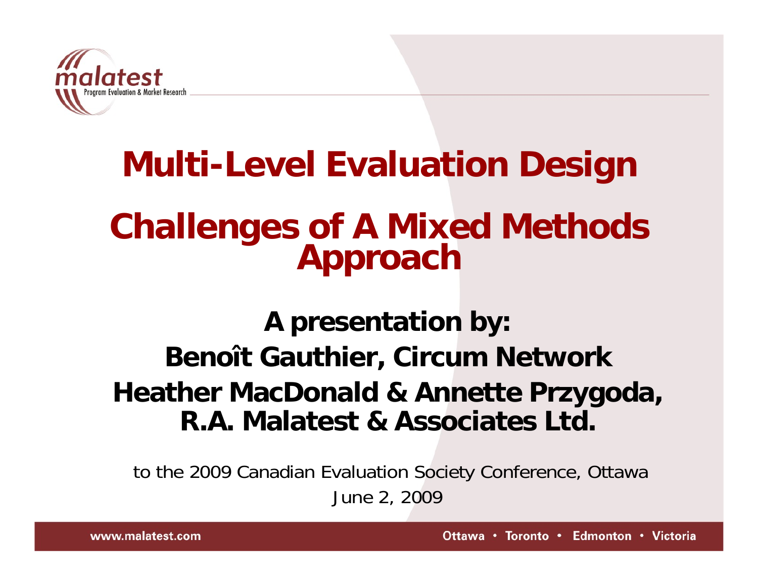# Multi-Level Evaluation Design

# Challenges of A Mixed Methods Approach

**A presentation by:**

**Benoît Gauthier, Circum Network**

**Heather MacDonald & Annette Przygoda, R.A. Malatest & Associates Ltd.**

to the 2009 Canadian Evaluation Society Conference, Ottawa

June 2, 2009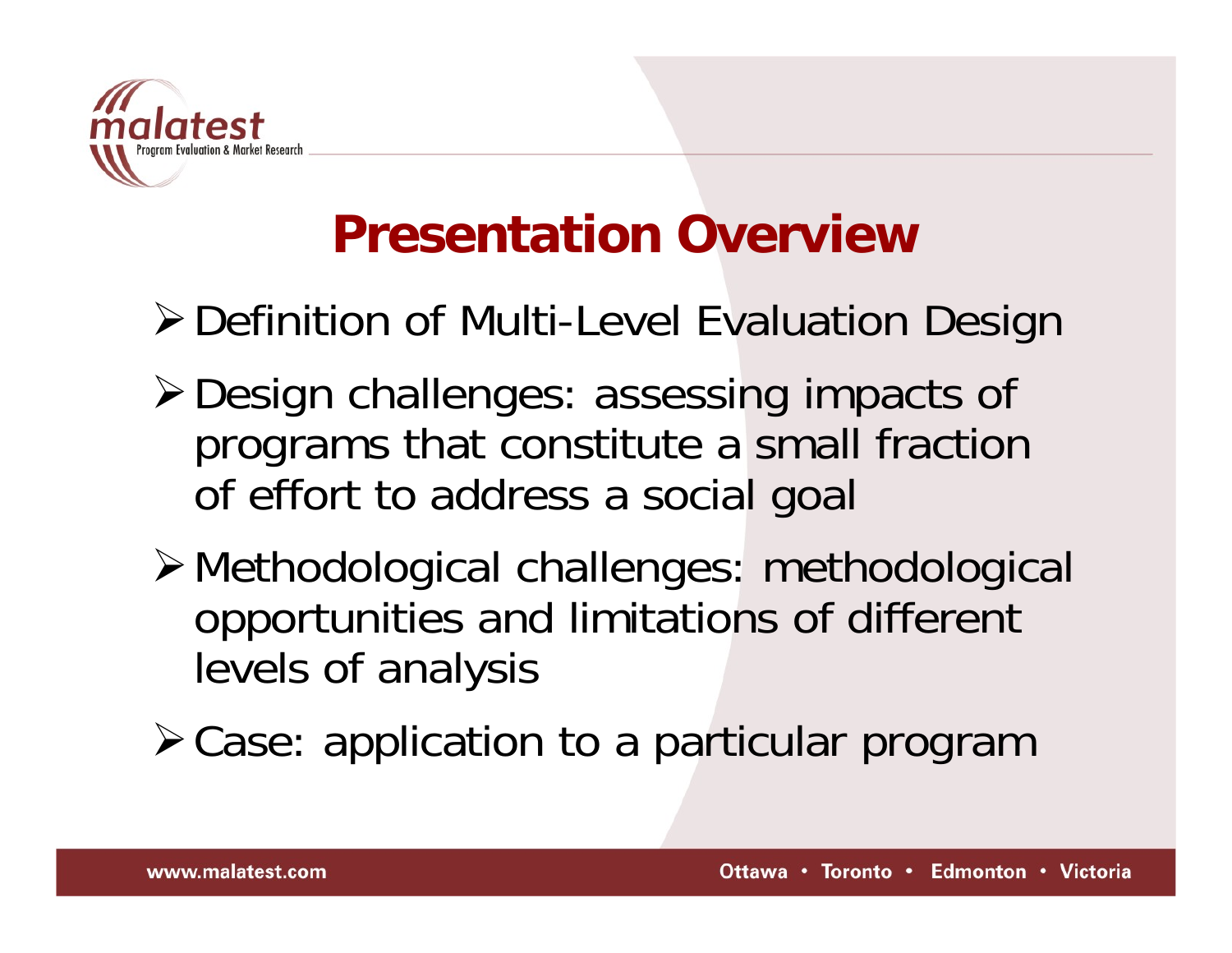# Presentation Overview

- Definition of Multi-Level Evaluation Design
- Design challenges: assessing impacts of programs that constitute a small fraction of effort to address a social goal
- Methodological challenges: methodological opportunities and limitations of different levels of analysis
- Case: application to a particular program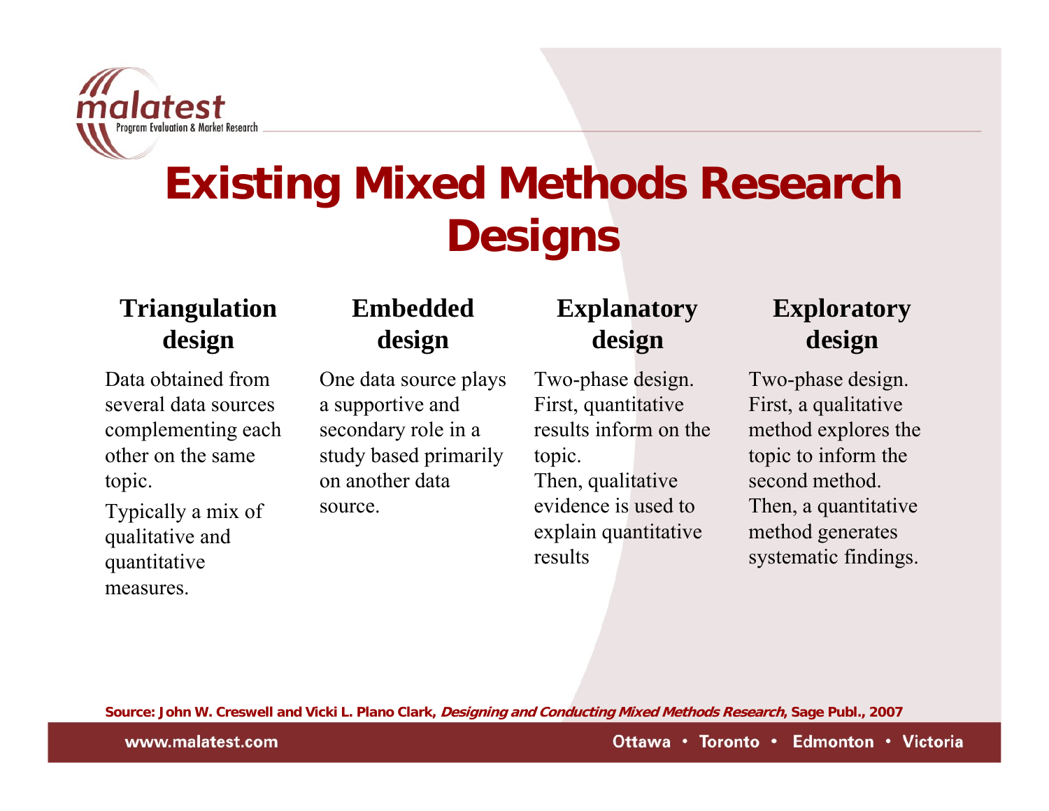# Existing Mixed Methods Research Designs

### Triangulation design

Data obtained from several data sources complementing each other on the same topic.

Typically a mix of qualitative and quantitative measures.

### Embedded design

One data source plays a supportive and secondary role in a study based primarily on another data source.

### Explanatory design

Two-phase design. First, quantitative results inform on the topic.
Then, qualitative evidence is used to explain quantitative results

### Exploratory design

Two-phase design. First, a qualitative method explores the topic to inform the second method.
Then, a quantitative method generates systematic findings.

**Source: John W. Creswell and Vicki L. Plano Clark, *Designing and Conducting Mixed Methods Research*, Sage Publ., 2007**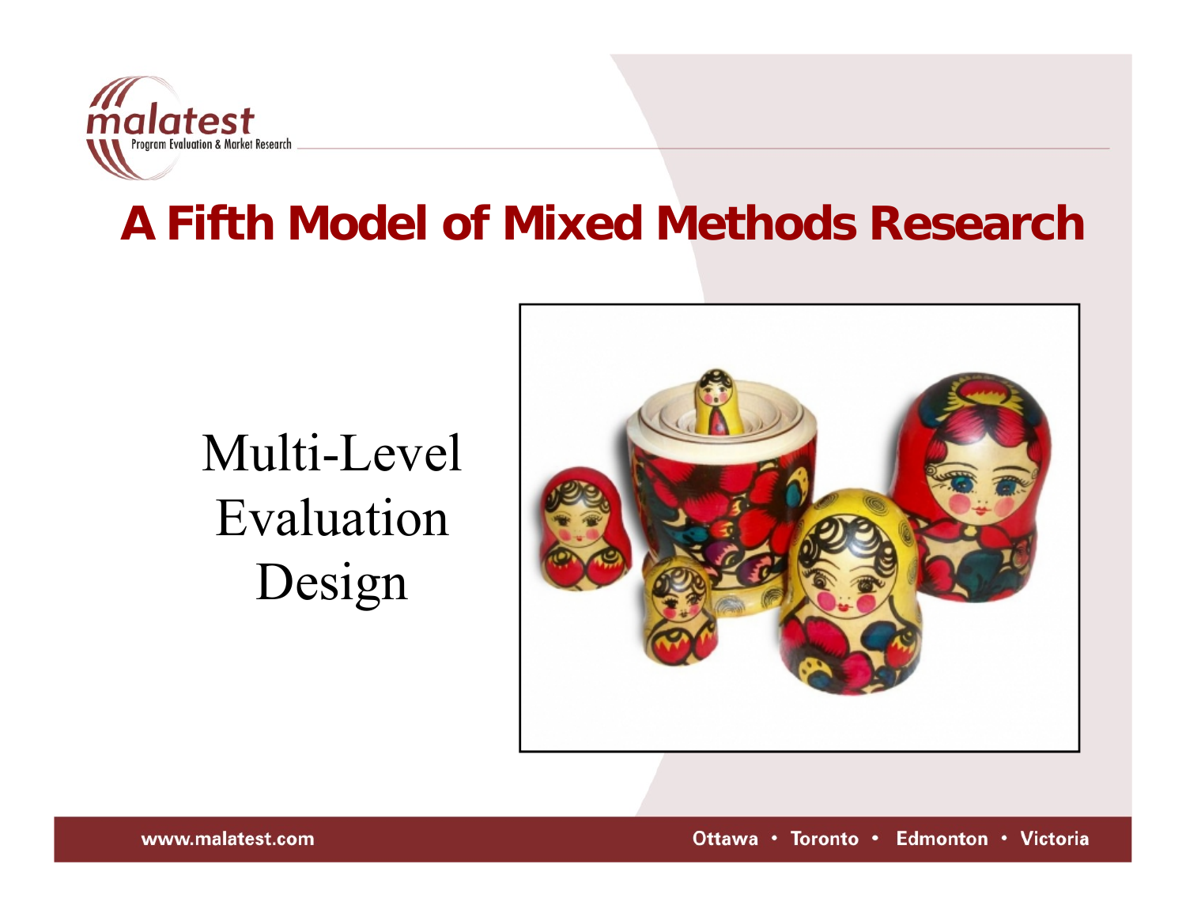# A Fifth Model of Mixed Methods Research

Multi-Level Evaluation Design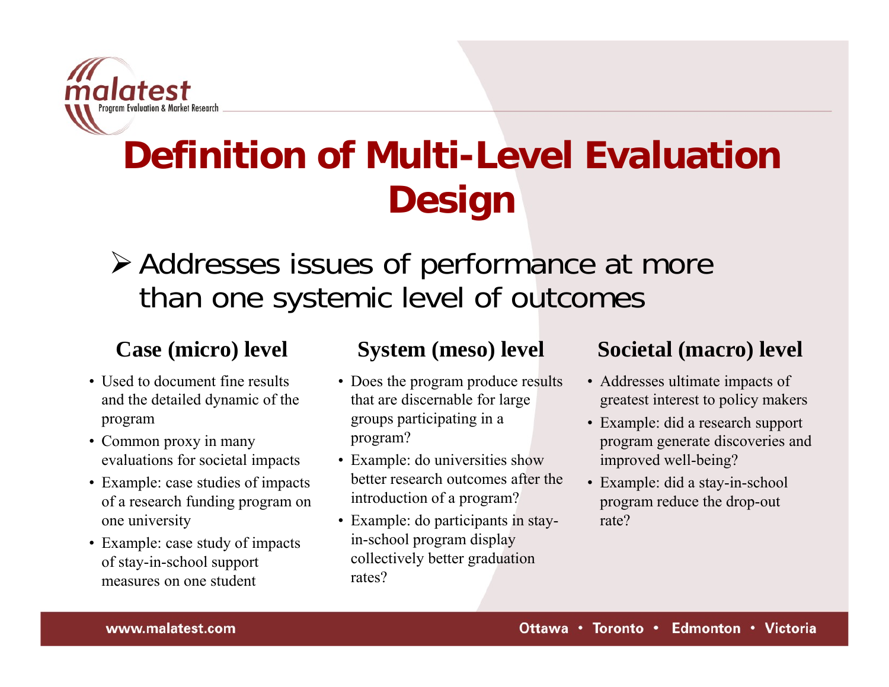# Definition of Multi-Level Evaluation Design

- Addresses issues of performance at more than one systemic level of outcomes

### Case (micro) level

- Used to document fine results and the detailed dynamic of the program
- Common proxy in many evaluations for societal impacts
- Example: case studies of impacts of a research funding program on one university
- Example: case study of impacts of stay-in-school support measures on one student

### System (meso) level

- Does the program produce results that are discernable for large groups participating in a program?
- Example: do universities show better research outcomes after the introduction of a program?
- Example: do participants in stay-in-school program display collectively better graduation rates?

### Societal (macro) level

- Addresses ultimate impacts of greatest interest to policy makers
- Example: did a research support program generate discoveries and improved well-being?
- Example: did a stay-in-school program reduce the drop-out rate?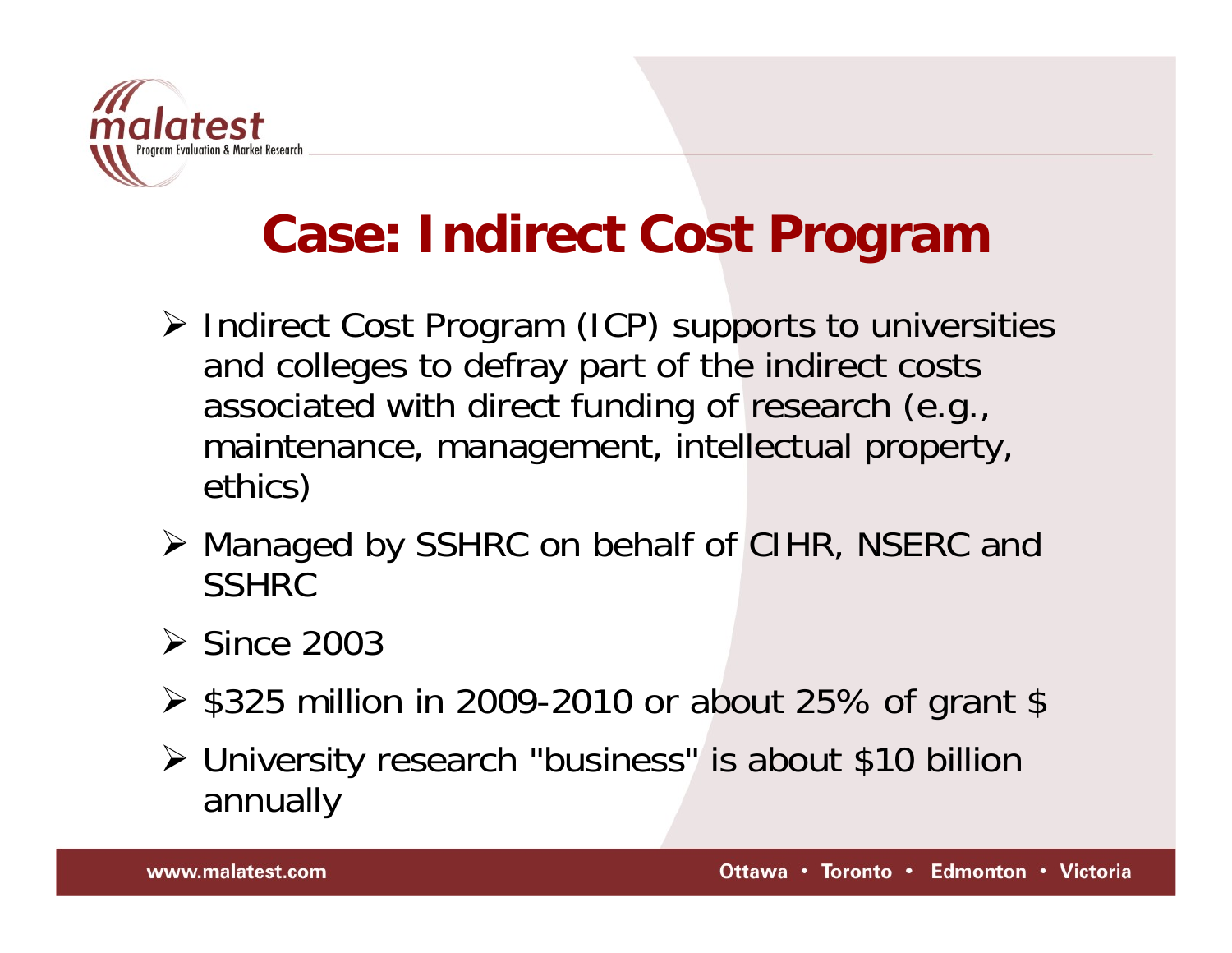# Case: Indirect Cost Program

- Indirect Cost Program (ICP) supports to universities and colleges to defray part of the indirect costs associated with direct funding of research (e.g., maintenance, management, intellectual property, ethics)
- Managed by SSHRC on behalf of CIHR, NSERC and SSHRC
- Since 2003
- $325 million in 2009-2010 or about 25% of grant $
- University research "business" is about $10 billion annually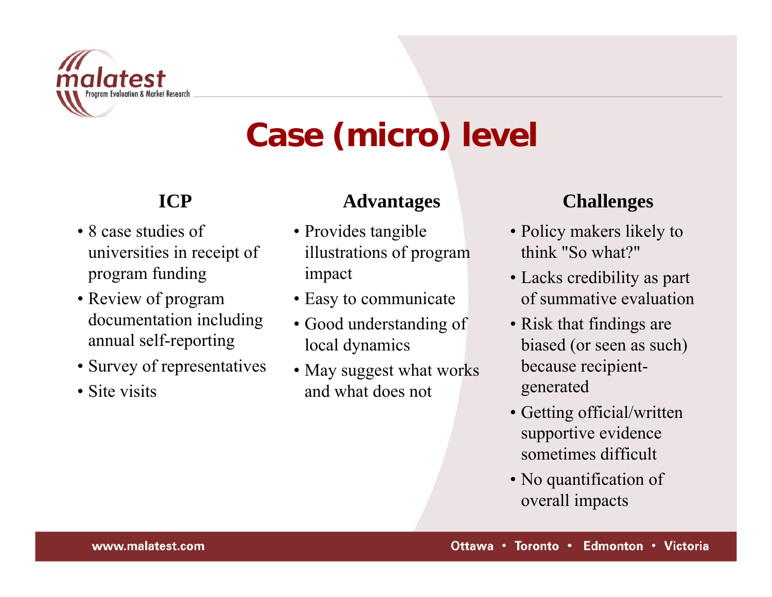# Case (micro) level

### ICP

- 8 case studies of universities in receipt of program funding
- Review of program documentation including annual self-reporting
- Survey of representatives
- Site visits

### Advantages

- Provides tangible illustrations of program impact
- Easy to communicate
- Good understanding of local dynamics
- May suggest what works and what does not

### Challenges

- Policy makers likely to think "So what?"
- Lacks credibility as part of summative evaluation
- Risk that findings are biased (or seen as such) because recipient-generated
- Getting official/written supportive evidence sometimes difficult
- No quantification of overall impacts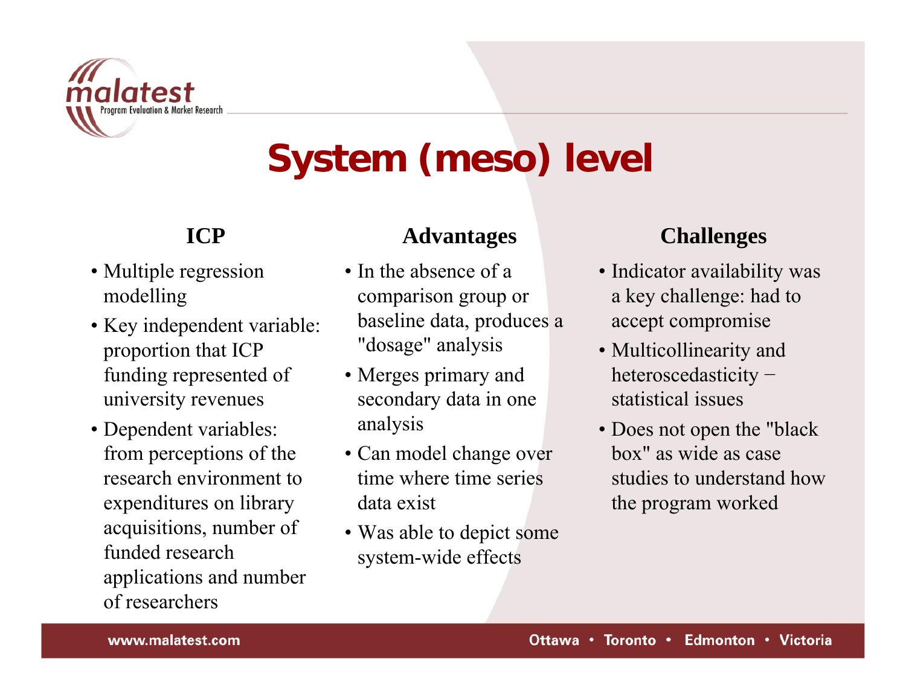# System (meso) level

### ICP

- Multiple regression modelling
- Key independent variable: proportion that ICP funding represented of university revenues
- Dependent variables: from perceptions of the research environment to expenditures on library acquisitions, number of funded research applications and number of researchers

### Advantages

- In the absence of a comparison group or baseline data, produces a "dosage" analysis
- Merges primary and secondary data in one analysis
- Can model change over time where time series data exist
- Was able to depict some system-wide effects

### Challenges

- Indicator availability was a key challenge: had to accept compromise
- Multicollinearity and heteroscedasticity − statistical issues
- Does not open the "black box" as wide as case studies to understand how the program worked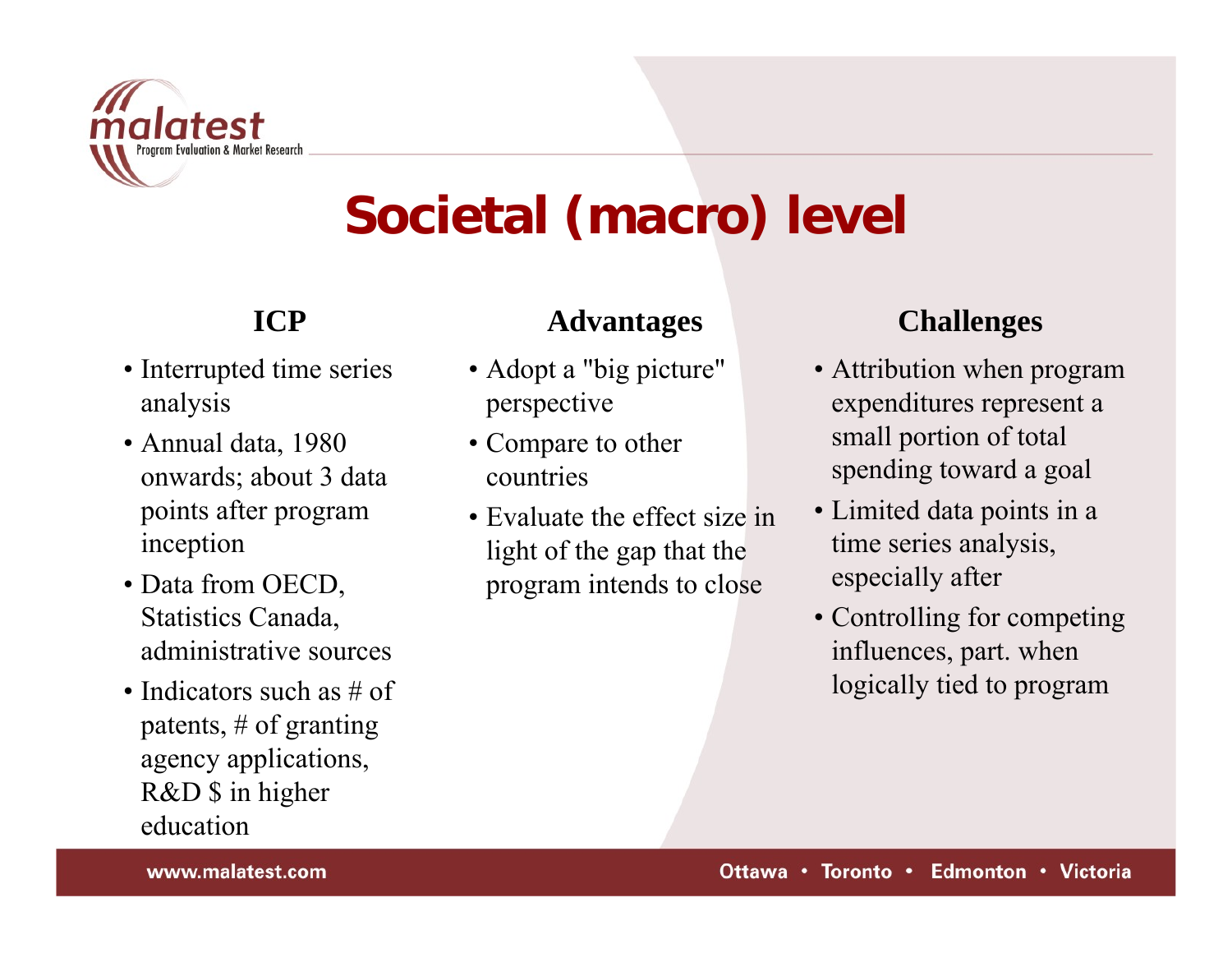# Societal (macro) level

### ICP

- Interrupted time series analysis
- Annual data, 1980 onwards; about 3 data points after program inception
- Data from OECD, Statistics Canada, administrative sources
- Indicators such as # of patents, # of granting agency applications, R&D $ in higher education

### Advantages

- Adopt a "big picture" perspective
- Compare to other countries
- Evaluate the effect size in light of the gap that the program intends to close

### Challenges

- Attribution when program expenditures represent a small portion of total spending toward a goal
- Limited data points in a time series analysis, especially after
- Controlling for competing influences, part. when logically tied to program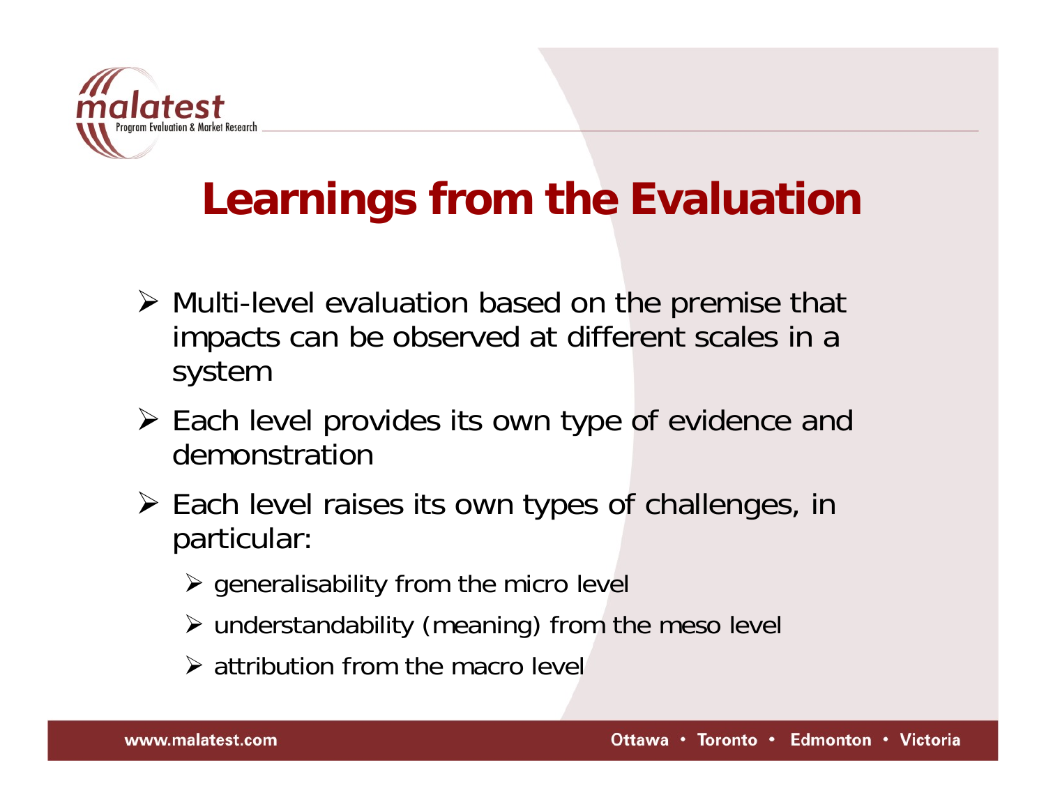# Learnings from the Evaluation

- Multi-level evaluation based on the premise that impacts can be observed at different scales in a system
- Each level provides its own type of evidence and demonstration
- Each level raises its own types of challenges, in particular:
  - generalisability from the micro level
  - understandability (meaning) from the meso level
  - attribution from the macro level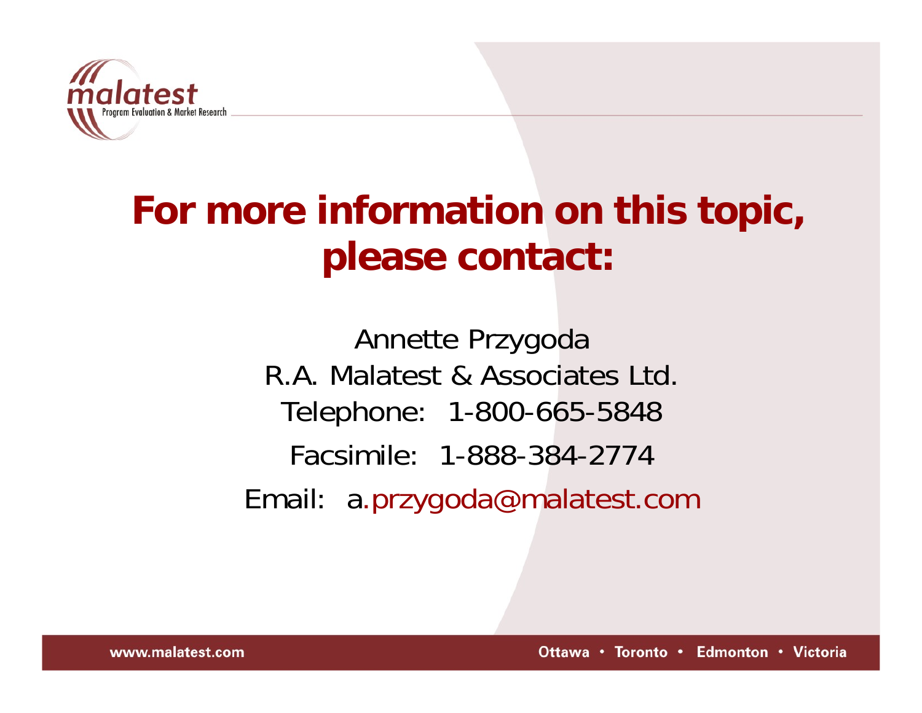malatest

Program Evaluation & Market Research

# For more information on this topic, please contact:

Annette Przygoda

R.A. Malatest & Associates Ltd.

Telephone: 1-800-665-5848

Facsimile: 1-888-384-2774

Email: a.przygoda@malatest.com

www.malatest.com

Ottawa • Toronto • Edmonton • Victoria